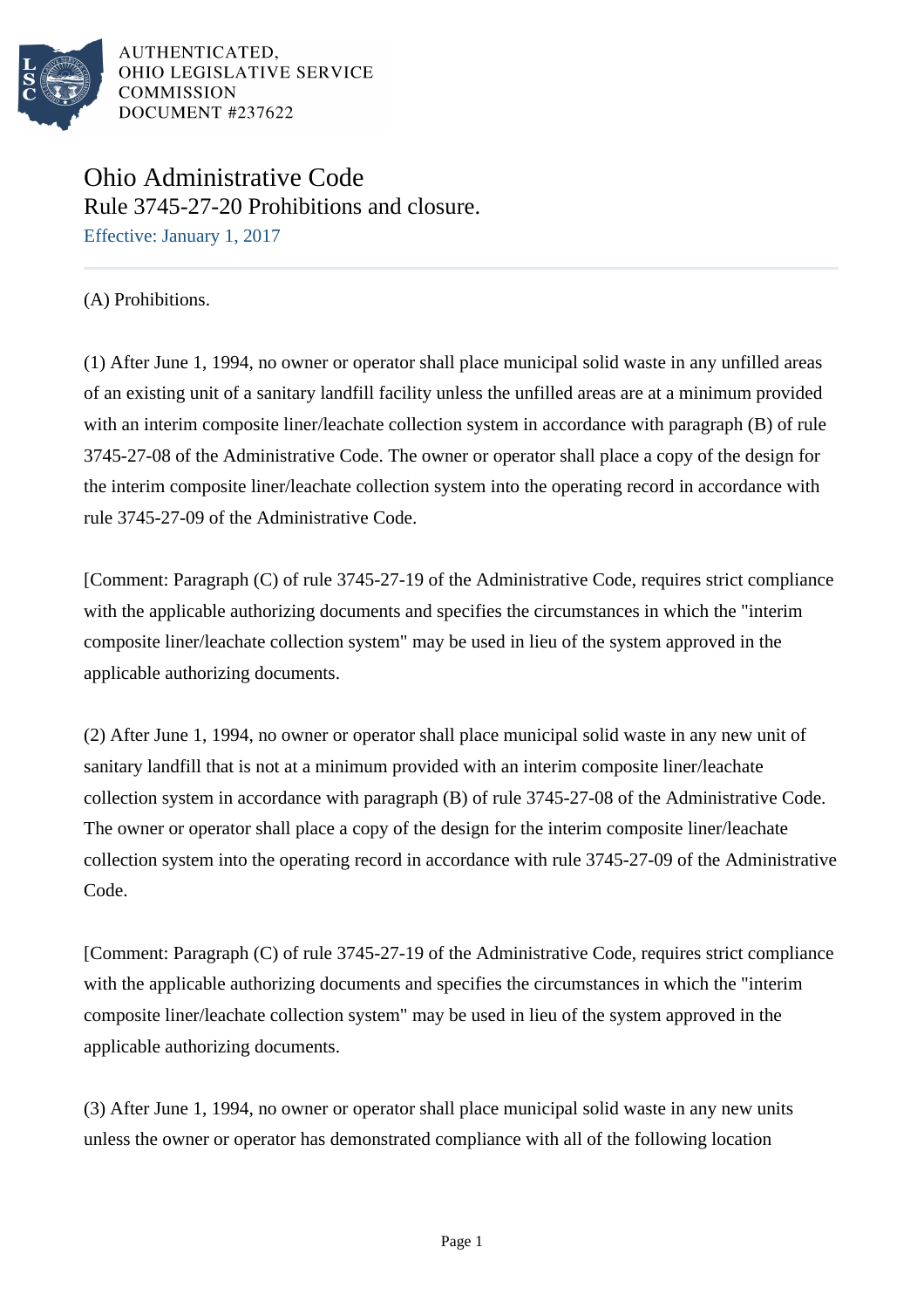AUTHENTICATED,
OHIO LEGISLATIVE SERVICE
COMMISSION
DOCUMENT #237622

# Ohio Administrative Code

## Rule 3745-27-20 Prohibitions and closure.

Effective: January 1, 2017

(A) Prohibitions.

(1) After June 1, 1994, no owner or operator shall place municipal solid waste in any unfilled areas of an existing unit of a sanitary landfill facility unless the unfilled areas are at a minimum provided with an interim composite liner/leachate collection system in accordance with paragraph (B) of rule 3745-27-08 of the Administrative Code. The owner or operator shall place a copy of the design for the interim composite liner/leachate collection system into the operating record in accordance with rule 3745-27-09 of the Administrative Code.

[Comment: Paragraph (C) of rule 3745-27-19 of the Administrative Code, requires strict compliance with the applicable authorizing documents and specifies the circumstances in which the "interim composite liner/leachate collection system" may be used in lieu of the system approved in the applicable authorizing documents.

(2) After June 1, 1994, no owner or operator shall place municipal solid waste in any new unit of sanitary landfill that is not at a minimum provided with an interim composite liner/leachate collection system in accordance with paragraph (B) of rule 3745-27-08 of the Administrative Code. The owner or operator shall place a copy of the design for the interim composite liner/leachate collection system into the operating record in accordance with rule 3745-27-09 of the Administrative Code.

[Comment: Paragraph (C) of rule 3745-27-19 of the Administrative Code, requires strict compliance with the applicable authorizing documents and specifies the circumstances in which the "interim composite liner/leachate collection system" may be used in lieu of the system approved in the applicable authorizing documents.

(3) After June 1, 1994, no owner or operator shall place municipal solid waste in any new units unless the owner or operator has demonstrated compliance with all of the following location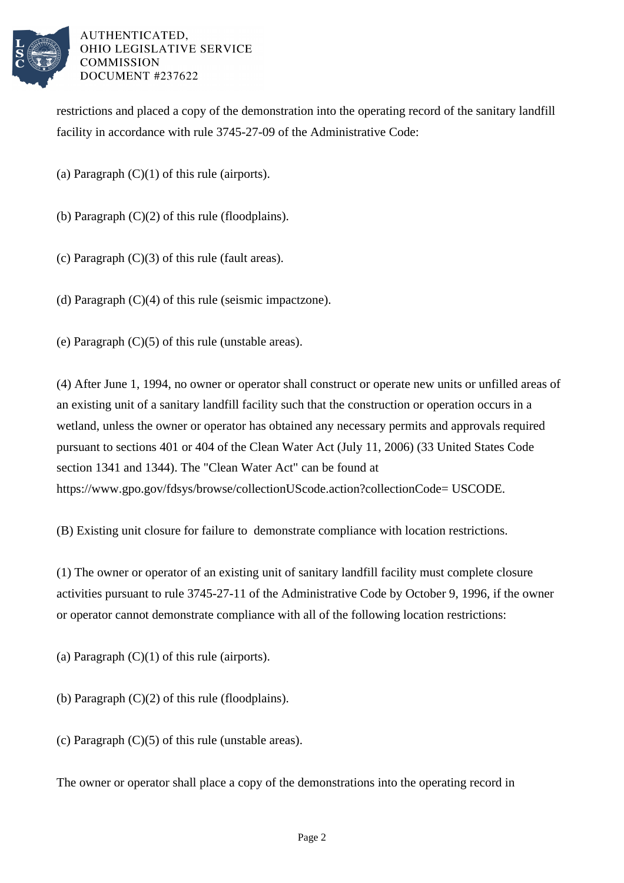restrictions and placed a copy of the demonstration into the operating record of the sanitary landfill facility in accordance with rule 3745-27-09 of the Administrative Code:

(a) Paragraph (C)(1) of this rule (airports).

(b) Paragraph (C)(2) of this rule (floodplains).

(c) Paragraph (C)(3) of this rule (fault areas).

(d) Paragraph (C)(4) of this rule (seismic impactzone).

(e) Paragraph (C)(5) of this rule (unstable areas).

(4) After June 1, 1994, no owner or operator shall construct or operate new units or unfilled areas of an existing unit of a sanitary landfill facility such that the construction or operation occurs in a wetland, unless the owner or operator has obtained any necessary permits and approvals required pursuant to sections 401 or 404 of the Clean Water Act (July 11, 2006) (33 United States Code section 1341 and 1344). The "Clean Water Act" can be found at https://www.gpo.gov/fdsys/browse/collectionUScode.action?collectionCode= USCODE.

(B) Existing unit closure for failure to demonstrate compliance with location restrictions.

(1) The owner or operator of an existing unit of sanitary landfill facility must complete closure activities pursuant to rule 3745-27-11 of the Administrative Code by October 9, 1996, if the owner or operator cannot demonstrate compliance with all of the following location restrictions:

(a) Paragraph (C)(1) of this rule (airports).

(b) Paragraph (C)(2) of this rule (floodplains).

(c) Paragraph (C)(5) of this rule (unstable areas).

The owner or operator shall place a copy of the demonstrations into the operating record in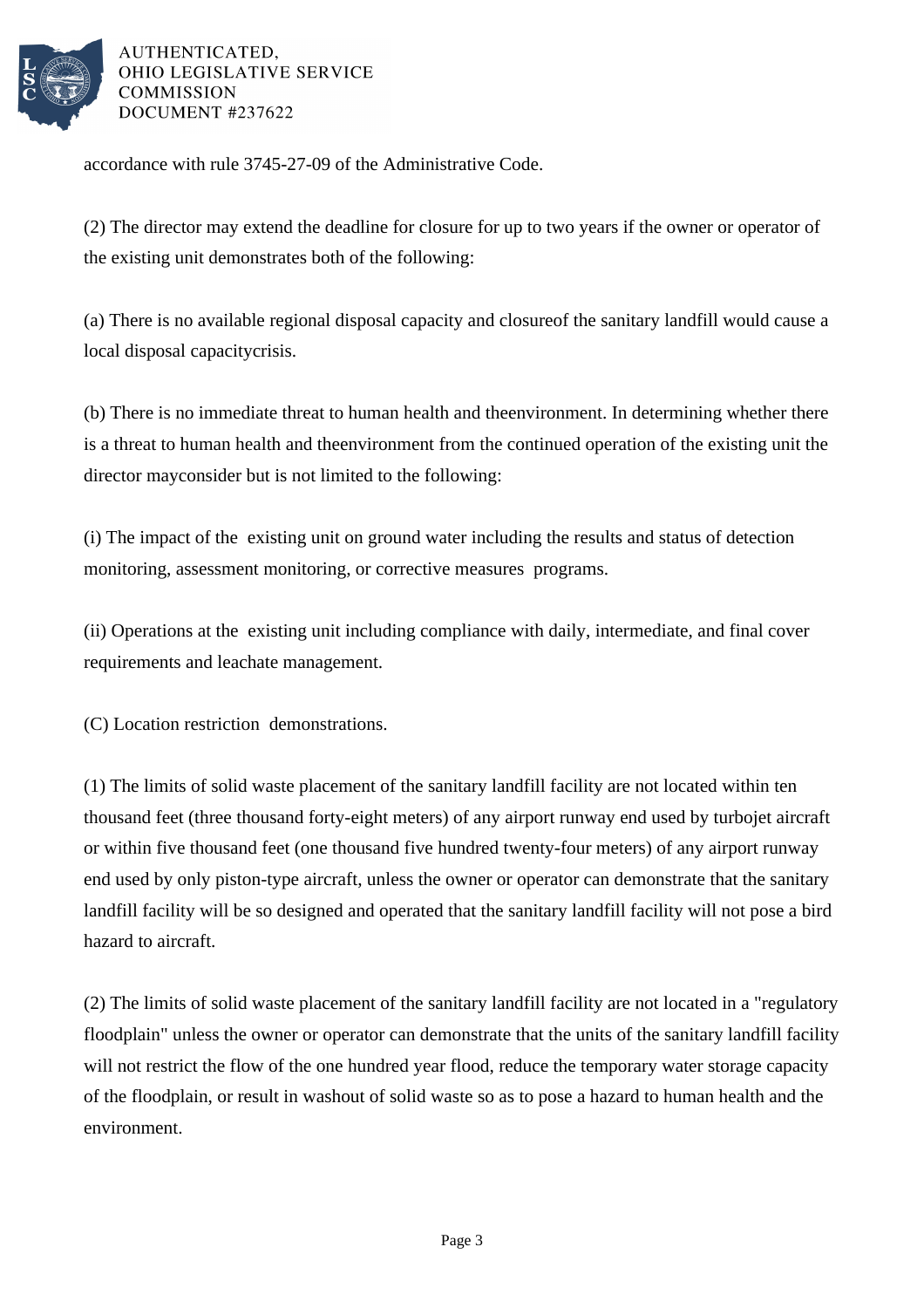accordance with rule 3745-27-09 of the Administrative Code.

(2) The director may extend the deadline for closure for up to two years if the owner or operator of the existing unit demonstrates both of the following:

(a) There is no available regional disposal capacity and closureof the sanitary landfill would cause a local disposal capacitycrisis.

(b) There is no immediate threat to human health and theenvironment. In determining whether there is a threat to human health and theenvironment from the continued operation of the existing unit the director mayconsider but is not limited to the following:

(i) The impact of the existing unit on ground water including the results and status of detection monitoring, assessment monitoring, or corrective measures programs.

(ii) Operations at the existing unit including compliance with daily, intermediate, and final cover requirements and leachate management.

(C) Location restriction demonstrations.

(1) The limits of solid waste placement of the sanitary landfill facility are not located within ten thousand feet (three thousand forty-eight meters) of any airport runway end used by turbojet aircraft or within five thousand feet (one thousand five hundred twenty-four meters) of any airport runway end used by only piston-type aircraft, unless the owner or operator can demonstrate that the sanitary landfill facility will be so designed and operated that the sanitary landfill facility will not pose a bird hazard to aircraft.

(2) The limits of solid waste placement of the sanitary landfill facility are not located in a "regulatory floodplain" unless the owner or operator can demonstrate that the units of the sanitary landfill facility will not restrict the flow of the one hundred year flood, reduce the temporary water storage capacity of the floodplain, or result in washout of solid waste so as to pose a hazard to human health and the environment.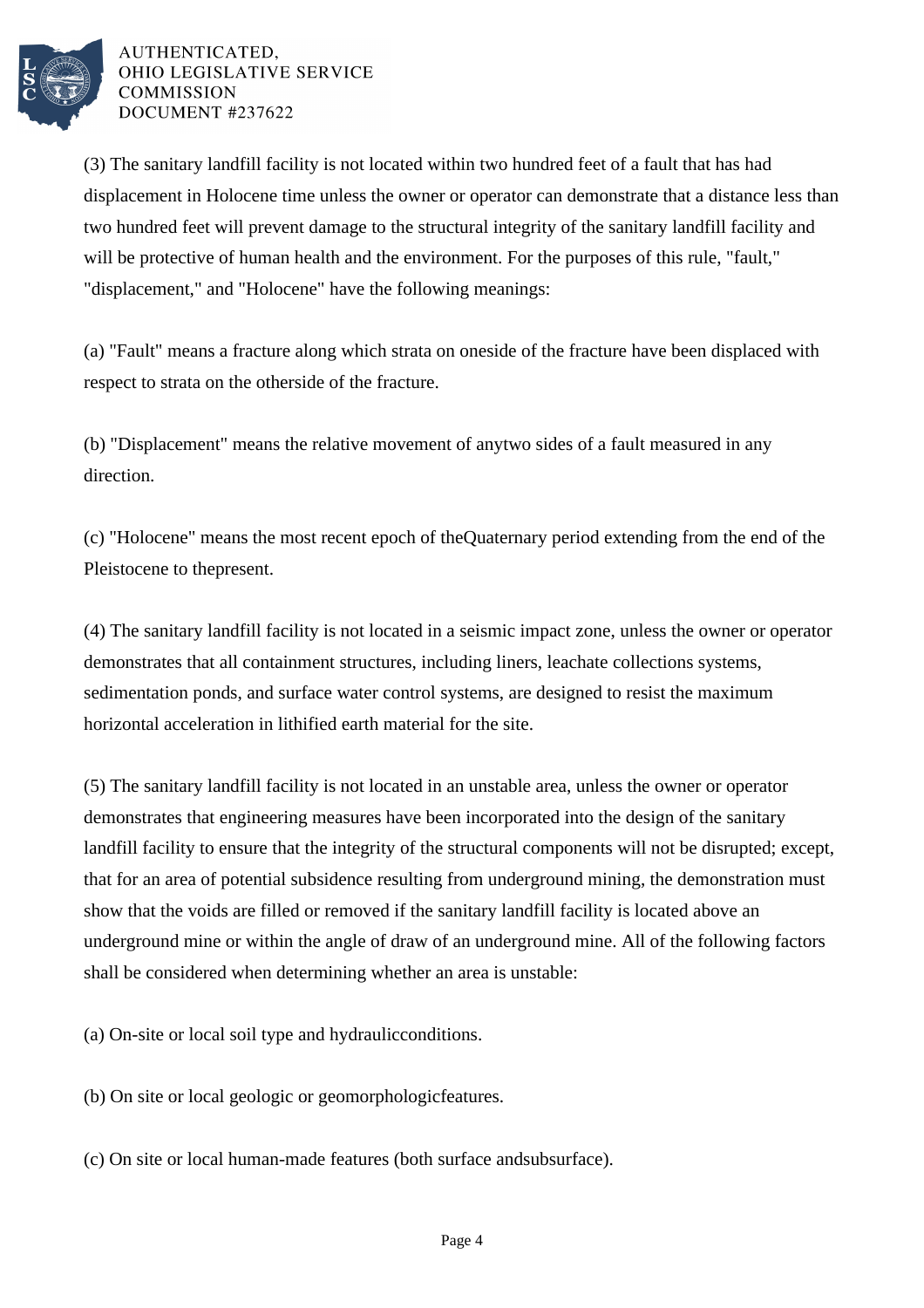(3) The sanitary landfill facility is not located within two hundred feet of a fault that has had displacement in Holocene time unless the owner or operator can demonstrate that a distance less than two hundred feet will prevent damage to the structural integrity of the sanitary landfill facility and will be protective of human health and the environment. For the purposes of this rule, "fault," "displacement," and "Holocene" have the following meanings:

(a) "Fault" means a fracture along which strata on oneside of the fracture have been displaced with respect to strata on the otherside of the fracture.

(b) "Displacement" means the relative movement of anytwo sides of a fault measured in any direction.

(c) "Holocene" means the most recent epoch of theQuaternary period extending from the end of the Pleistocene to thepresent.

(4) The sanitary landfill facility is not located in a seismic impact zone, unless the owner or operator demonstrates that all containment structures, including liners, leachate collections systems, sedimentation ponds, and surface water control systems, are designed to resist the maximum horizontal acceleration in lithified earth material for the site.

(5) The sanitary landfill facility is not located in an unstable area, unless the owner or operator demonstrates that engineering measures have been incorporated into the design of the sanitary landfill facility to ensure that the integrity of the structural components will not be disrupted; except, that for an area of potential subsidence resulting from underground mining, the demonstration must show that the voids are filled or removed if the sanitary landfill facility is located above an underground mine or within the angle of draw of an underground mine. All of the following factors shall be considered when determining whether an area is unstable:

(a) On-site or local soil type and hydraulicconditions.

(b) On site or local geologic or geomorphologicfeatures.

(c) On site or local human-made features (both surface andsubsurface).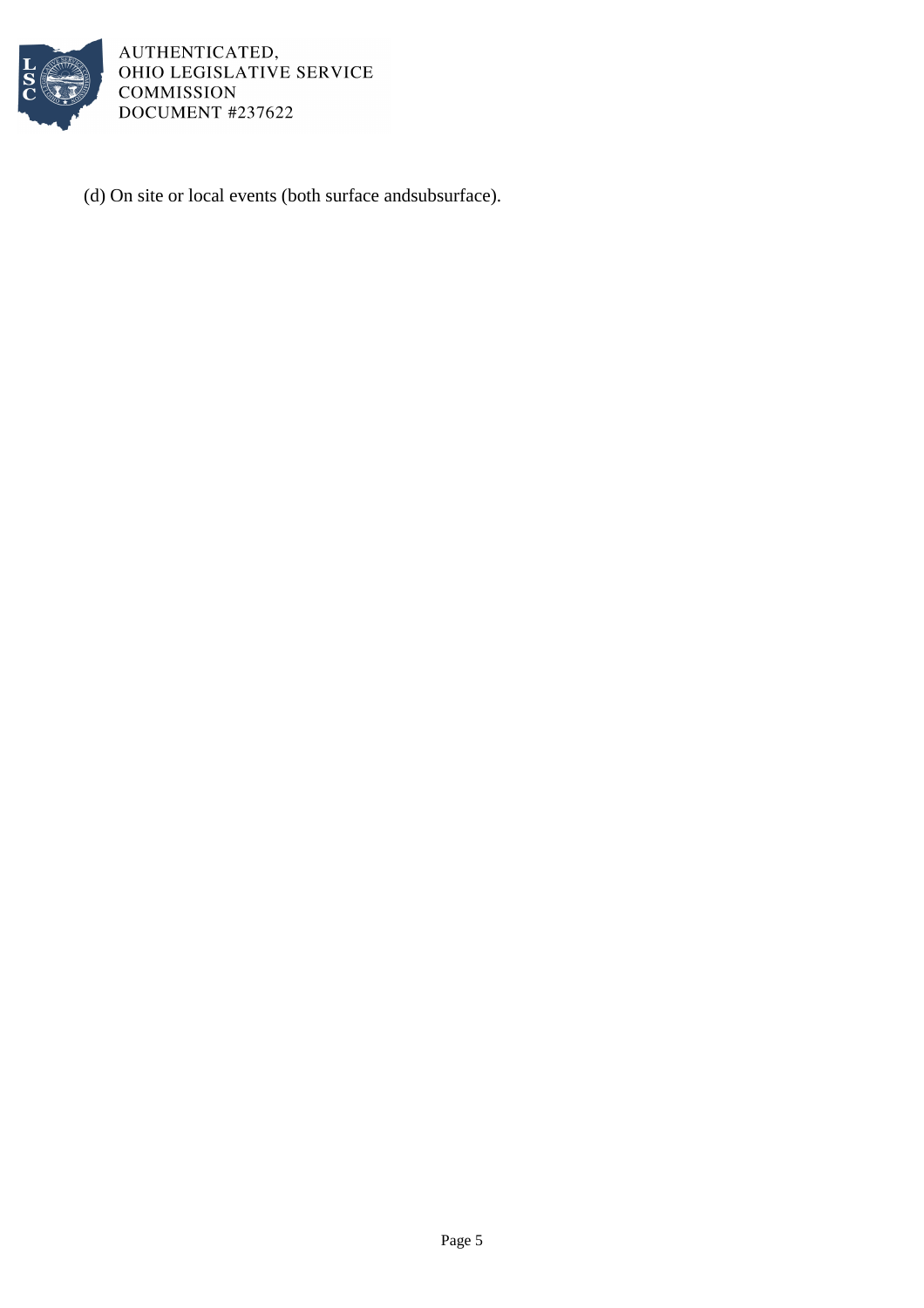(d) On site or local events (both surface andsubsurface).